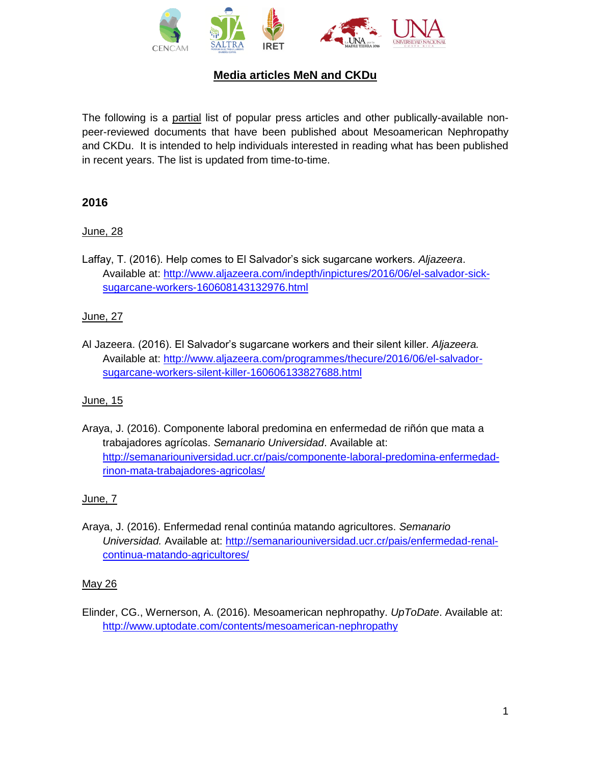# Media articles MeN and CKDu

The following is a partial list of popular press articles and other publically-available non-peer-reviewed documents that have been published about Mesoamerican Nephropathy and CKDu. It is intended to help individuals interested in reading what has been published in recent years. The list is updated from time-to-time.

## 2016

June, 28

Laffay, T. (2016). Help comes to El Salvador's sick sugarcane workers. *Aljazeera*. Available at: http://www.aljazeera.com/indepth/inpictures/2016/06/el-salvador-sick-sugarcane-workers-160608143132976.html

June, 27

Al Jazeera. (2016). El Salvador's sugarcane workers and their silent killer. *Aljazeera.* Available at: http://www.aljazeera.com/programmes/thecure/2016/06/el-salvador-sugarcane-workers-silent-killer-160606133827688.html

June, 15

Araya, J. (2016). Componente laboral predomina en enfermedad de riñón que mata a trabajadores agrícolas. *Semanario Universidad*. Available at: http://semanariouniversidad.ucr.cr/pais/componente-laboral-predomina-enfermedad-rinon-mata-trabajadores-agricolas/

June, 7

Araya, J. (2016). Enfermedad renal continúa matando agricultores. *Semanario Universidad.* Available at: http://semanariouniversidad.ucr.cr/pais/enfermedad-renal-continua-matando-agricultores/

May 26

Elinder, CG., Wernerson, A. (2016). Mesoamerican nephropathy. *UpToDate*. Available at: http://www.uptodate.com/contents/mesoamerican-nephropathy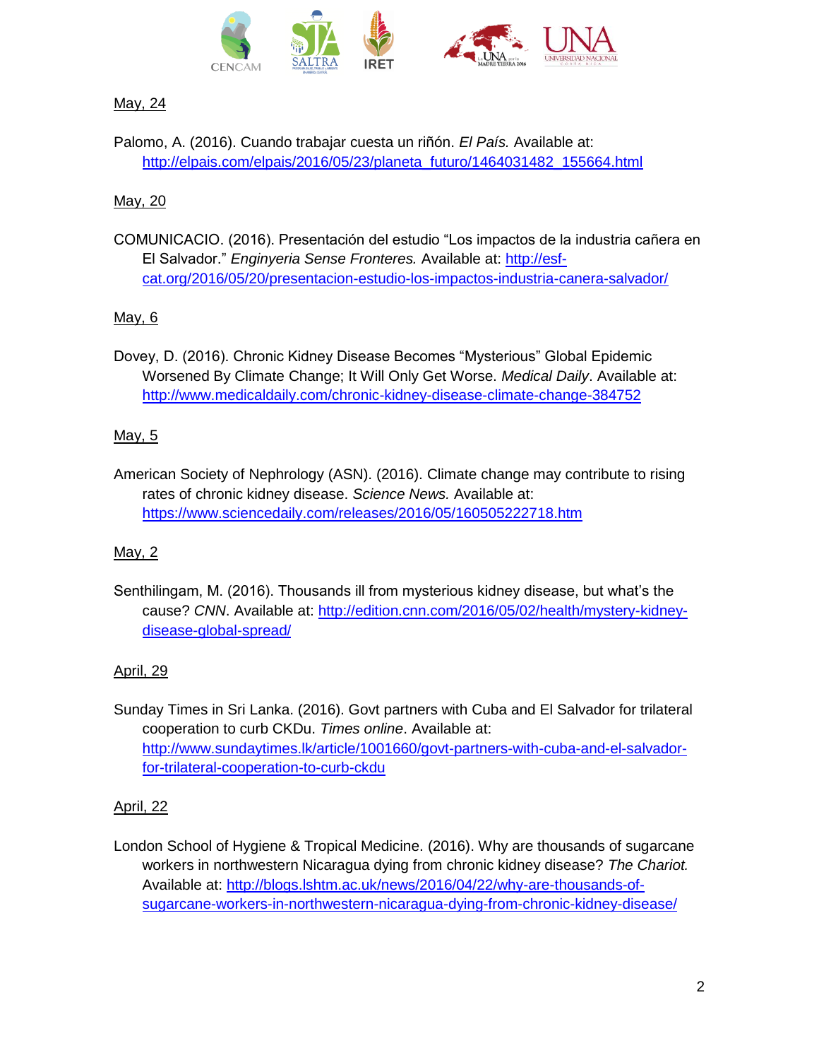May, 24

Palomo, A. (2016). Cuando trabajar cuesta un riñón. *El País.* Available at: http://elpais.com/elpais/2016/05/23/planeta_futuro/1464031482_155664.html

May, 20

COMUNICACIO. (2016). Presentación del estudio "Los impactos de la industria cañera en El Salvador." *Enginyeria Sense Fronteres.* Available at: http://esf-cat.org/2016/05/20/presentacion-estudio-los-impactos-industria-canera-salvador/

May, 6

Dovey, D. (2016). Chronic Kidney Disease Becomes "Mysterious" Global Epidemic Worsened By Climate Change; It Will Only Get Worse. *Medical Daily*. Available at: http://www.medicaldaily.com/chronic-kidney-disease-climate-change-384752

May, 5

American Society of Nephrology (ASN). (2016). Climate change may contribute to rising rates of chronic kidney disease. *Science News.* Available at: https://www.sciencedaily.com/releases/2016/05/160505222718.htm

May, 2

Senthilingam, M. (2016). Thousands ill from mysterious kidney disease, but what's the cause? *CNN*. Available at: http://edition.cnn.com/2016/05/02/health/mystery-kidney-disease-global-spread/

April, 29

Sunday Times in Sri Lanka. (2016). Govt partners with Cuba and El Salvador for trilateral cooperation to curb CKDu. *Times online*. Available at: http://www.sundaytimes.lk/article/1001660/govt-partners-with-cuba-and-el-salvador-for-trilateral-cooperation-to-curb-ckdu

April, 22

London School of Hygiene & Tropical Medicine. (2016). Why are thousands of sugarcane workers in northwestern Nicaragua dying from chronic kidney disease? *The Chariot.* Available at: http://blogs.lshtm.ac.uk/news/2016/04/22/why-are-thousands-of-sugarcane-workers-in-northwestern-nicaragua-dying-from-chronic-kidney-disease/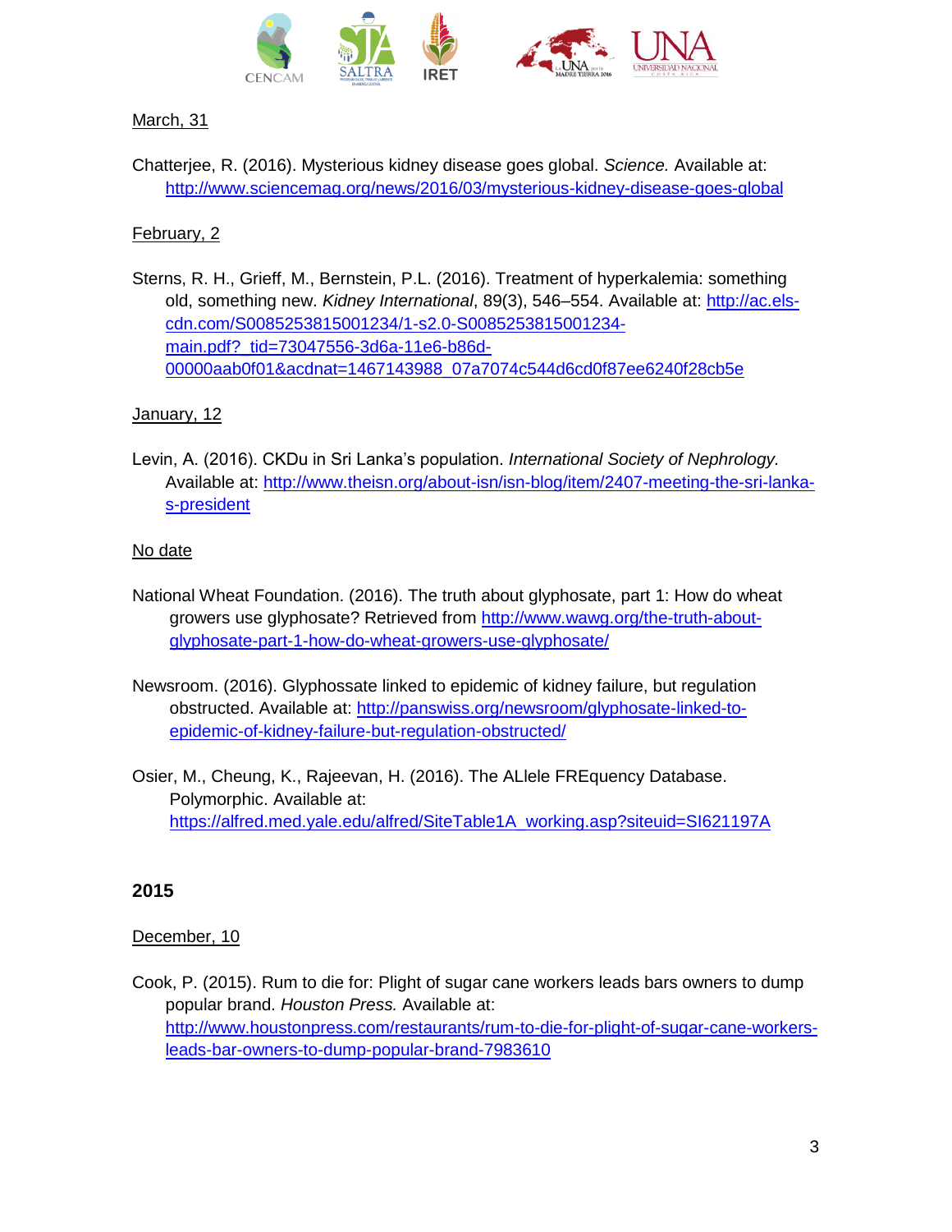March, 31

Chatterjee, R. (2016). Mysterious kidney disease goes global. *Science.* Available at: http://www.sciencemag.org/news/2016/03/mysterious-kidney-disease-goes-global

February, 2

Sterns, R. H., Grieff, M., Bernstein, P.L. (2016). Treatment of hyperkalemia: something old, something new. *Kidney International*, 89(3), 546–554. Available at: http://ac.els-cdn.com/S0085253815001234/1-s2.0-S0085253815001234-main.pdf?_tid=73047556-3d6a-11e6-b86d-00000aab0f01&acdnat=1467143988_07a7074c544d6cd0f87ee6240f28cb5e

January, 12

Levin, A. (2016). CKDu in Sri Lanka's population. *International Society of Nephrology.* Available at: http://www.theisn.org/about-isn/isn-blog/item/2407-meeting-the-sri-lanka-s-president

No date

National Wheat Foundation. (2016). The truth about glyphosate, part 1: How do wheat growers use glyphosate? Retrieved from http://www.wawg.org/the-truth-about-glyphosate-part-1-how-do-wheat-growers-use-glyphosate/

Newsroom. (2016). Glyphossate linked to epidemic of kidney failure, but regulation obstructed. Available at: http://panswiss.org/newsroom/glyphosate-linked-to-epidemic-of-kidney-failure-but-regulation-obstructed/

Osier, M., Cheung, K., Rajeevan, H. (2016). The ALlele FREquency Database. Polymorphic. Available at: https://alfred.med.yale.edu/alfred/SiteTable1A_working.asp?siteuid=SI621197A

## 2015

December, 10

Cook, P. (2015). Rum to die for: Plight of sugar cane workers leads bars owners to dump popular brand. *Houston Press.* Available at: http://www.houstonpress.com/restaurants/rum-to-die-for-plight-of-sugar-cane-workers-leads-bar-owners-to-dump-popular-brand-7983610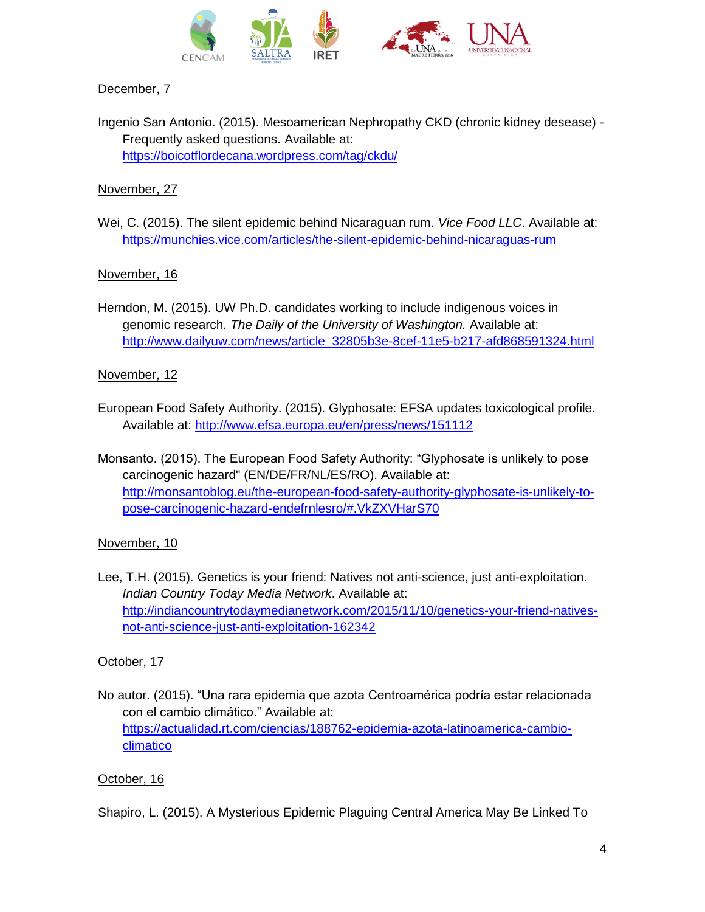December, 7

Ingenio San Antonio. (2015). Mesoamerican Nephropathy CKD (chronic kidney desease) - Frequently asked questions. Available at: https://boicotflordecana.wordpress.com/tag/ckdu/

November, 27

Wei, C. (2015). The silent epidemic behind Nicaraguan rum. *Vice Food LLC*. Available at: https://munchies.vice.com/articles/the-silent-epidemic-behind-nicaraguas-rum

November, 16

Herndon, M. (2015). UW Ph.D. candidates working to include indigenous voices in genomic research. *The Daily of the University of Washington.* Available at: http://www.dailyuw.com/news/article_32805b3e-8cef-11e5-b217-afd868591324.html

November, 12

European Food Safety Authority. (2015). Glyphosate: EFSA updates toxicological profile. Available at: http://www.efsa.europa.eu/en/press/news/151112

Monsanto. (2015). The European Food Safety Authority: "Glyphosate is unlikely to pose carcinogenic hazard" (EN/DE/FR/NL/ES/RO). Available at: http://monsantoblog.eu/the-european-food-safety-authority-glyphosate-is-unlikely-to-pose-carcinogenic-hazard-endefrnlesro/#.VkZXVHarS70

November, 10

Lee, T.H. (2015). Genetics is your friend: Natives not anti-science, just anti-exploitation. *Indian Country Today Media Network*. Available at: http://indiancountrytodaymedianetwork.com/2015/11/10/genetics-your-friend-natives-not-anti-science-just-anti-exploitation-162342

October, 17

No autor. (2015). "Una rara epidemia que azota Centroamérica podría estar relacionada con el cambio climático." Available at: https://actualidad.rt.com/ciencias/188762-epidemia-azota-latinoamerica-cambio-climatico

October, 16

Shapiro, L. (2015). A Mysterious Epidemic Plaguing Central America May Be Linked To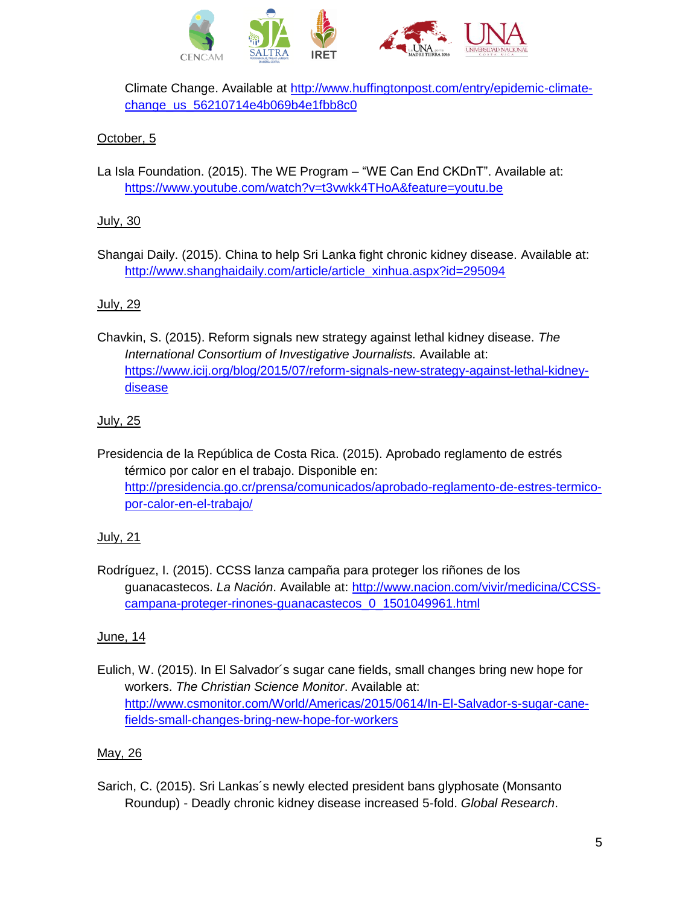Climate Change. Available at http://www.huffingtonpost.com/entry/epidemic-climate-change_us_56210714e4b069b4e1fbb8c0

October, 5

La Isla Foundation. (2015). The WE Program – "WE Can End CKDnT". Available at: https://www.youtube.com/watch?v=t3vwkk4THoA&feature=youtu.be

July, 30

Shangai Daily. (2015). China to help Sri Lanka fight chronic kidney disease. Available at: http://www.shanghaidaily.com/article/article_xinhua.aspx?id=295094

July, 29

Chavkin, S. (2015). Reform signals new strategy against lethal kidney disease. *The International Consortium of Investigative Journalists.* Available at: https://www.icij.org/blog/2015/07/reform-signals-new-strategy-against-lethal-kidney-disease

July, 25

Presidencia de la República de Costa Rica. (2015). Aprobado reglamento de estrés térmico por calor en el trabajo. Disponible en: http://presidencia.go.cr/prensa/comunicados/aprobado-reglamento-de-estres-termico-por-calor-en-el-trabajo/

July, 21

Rodríguez, I. (2015). CCSS lanza campaña para proteger los riñones de los guanacastecos. *La Nación*. Available at: http://www.nacion.com/vivir/medicina/CCSS-campana-proteger-rinones-guanacastecos_0_1501049961.html

June, 14

Eulich, W. (2015). In El Salvador´s sugar cane fields, small changes bring new hope for workers. *The Christian Science Monitor*. Available at: http://www.csmonitor.com/World/Americas/2015/0614/In-El-Salvador-s-sugar-cane-fields-small-changes-bring-new-hope-for-workers

May, 26

Sarich, C. (2015). Sri Lankas´s newly elected president bans glyphosate (Monsanto Roundup) - Deadly chronic kidney disease increased 5-fold. *Global Research*.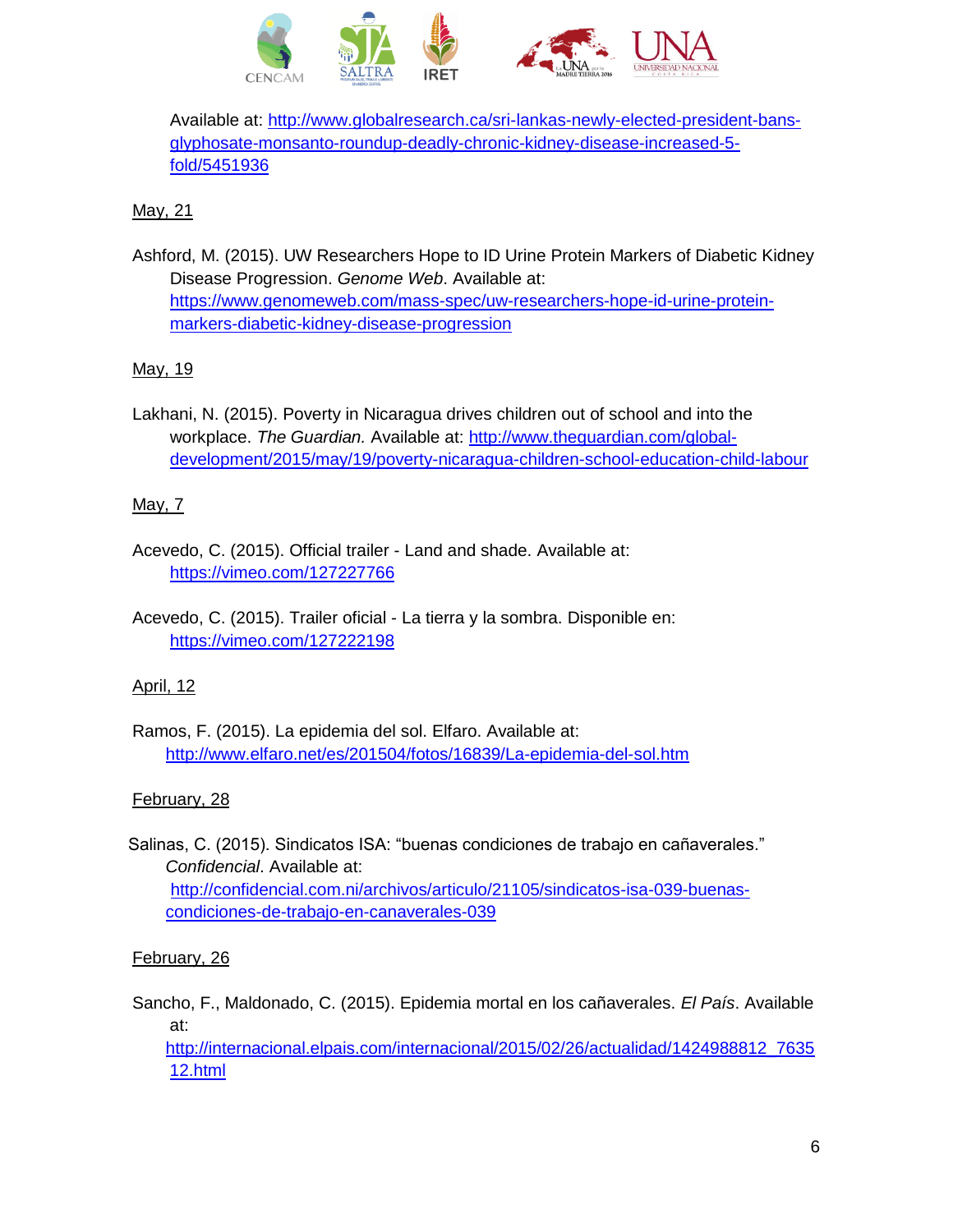Available at: http://www.globalresearch.ca/sri-lankas-newly-elected-president-bans-glyphosate-monsanto-roundup-deadly-chronic-kidney-disease-increased-5-fold/5451936

May, 21

Ashford, M. (2015). UW Researchers Hope to ID Urine Protein Markers of Diabetic Kidney Disease Progression. *Genome Web*. Available at: https://www.genomeweb.com/mass-spec/uw-researchers-hope-id-urine-protein-markers-diabetic-kidney-disease-progression

May, 19

Lakhani, N. (2015). Poverty in Nicaragua drives children out of school and into the workplace. *The Guardian.* Available at: http://www.theguardian.com/global-development/2015/may/19/poverty-nicaragua-children-school-education-child-labour

May, 7

Acevedo, C. (2015). Official trailer - Land and shade. Available at: https://vimeo.com/127227766

Acevedo, C. (2015). Trailer oficial - La tierra y la sombra. Disponible en: https://vimeo.com/127222198

April, 12

Ramos, F. (2015). La epidemia del sol. Elfaro. Available at: http://www.elfaro.net/es/201504/fotos/16839/La-epidemia-del-sol.htm

February, 28

Salinas, C. (2015). Sindicatos ISA: “buenas condiciones de trabajo en cañaverales.” *Confidencial*. Available at: http://confidencial.com.ni/archivos/articulo/21105/sindicatos-isa-039-buenas-condiciones-de-trabajo-en-canaverales-039

February, 26

Sancho, F., Maldonado, C. (2015). Epidemia mortal en los cañaverales. *El País*. Available at: http://internacional.elpais.com/internacional/2015/02/26/actualidad/1424988812_763512.html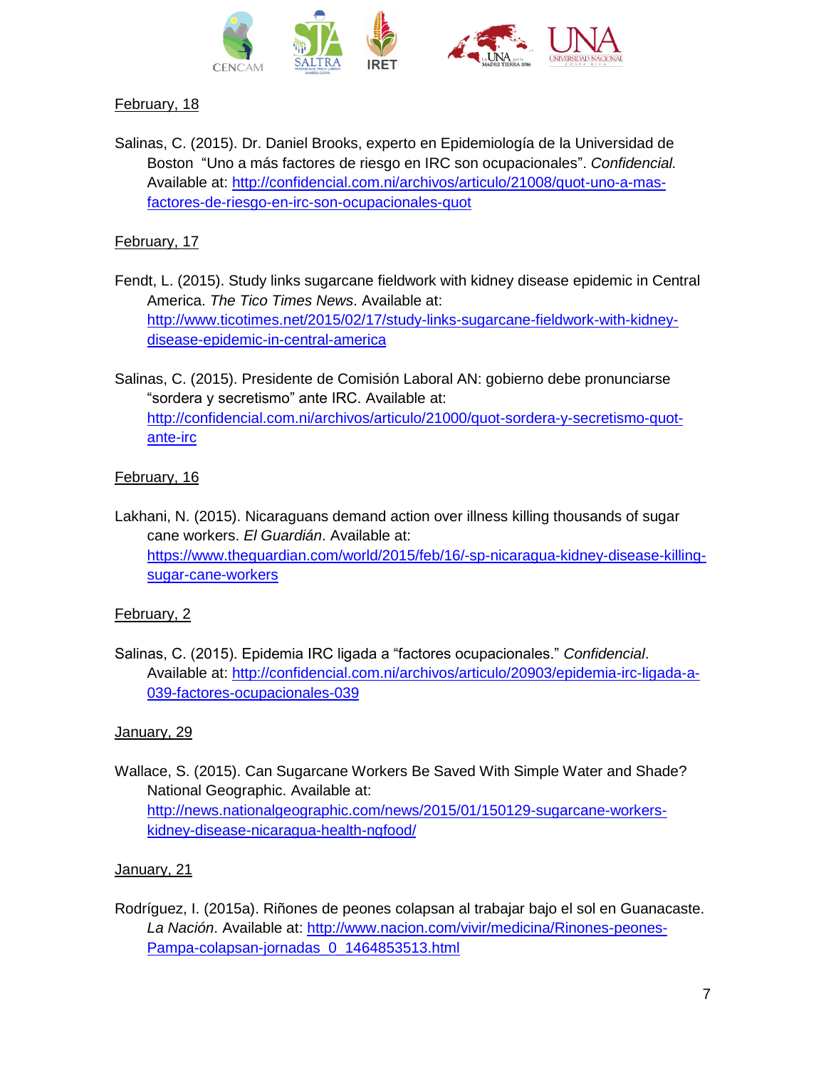February, 18

Salinas, C. (2015). Dr. Daniel Brooks, experto en Epidemiología de la Universidad de Boston "Uno a más factores de riesgo en IRC son ocupacionales". *Confidencial.* Available at: http://confidencial.com.ni/archivos/articulo/21008/quot-uno-a-mas-factores-de-riesgo-en-irc-son-ocupacionales-quot

February, 17

Fendt, L. (2015). Study links sugarcane fieldwork with kidney disease epidemic in Central America. *The Tico Times News*. Available at: http://www.ticotimes.net/2015/02/17/study-links-sugarcane-fieldwork-with-kidney-disease-epidemic-in-central-america

Salinas, C. (2015). Presidente de Comisión Laboral AN: gobierno debe pronunciarse "sordera y secretismo" ante IRC. Available at: http://confidencial.com.ni/archivos/articulo/21000/quot-sordera-y-secretismo-quot-ante-irc

February, 16

Lakhani, N. (2015). Nicaraguans demand action over illness killing thousands of sugar cane workers. *El Guardián*. Available at: https://www.theguardian.com/world/2015/feb/16/-sp-nicaragua-kidney-disease-killing-sugar-cane-workers

February, 2

Salinas, C. (2015). Epidemia IRC ligada a "factores ocupacionales." *Confidencial*. Available at: http://confidencial.com.ni/archivos/articulo/20903/epidemia-irc-ligada-a-039-factores-ocupacionales-039

January, 29

Wallace, S. (2015). Can Sugarcane Workers Be Saved With Simple Water and Shade? National Geographic. Available at: http://news.nationalgeographic.com/news/2015/01/150129-sugarcane-workers-kidney-disease-nicaragua-health-ngfood/

January, 21

Rodríguez, I. (2015a). Riñones de peones colapsan al trabajar bajo el sol en Guanacaste. *La Nación*. Available at: http://www.nacion.com/vivir/medicina/Rinones-peones-Pampa-colapsan-jornadas_0_1464853513.html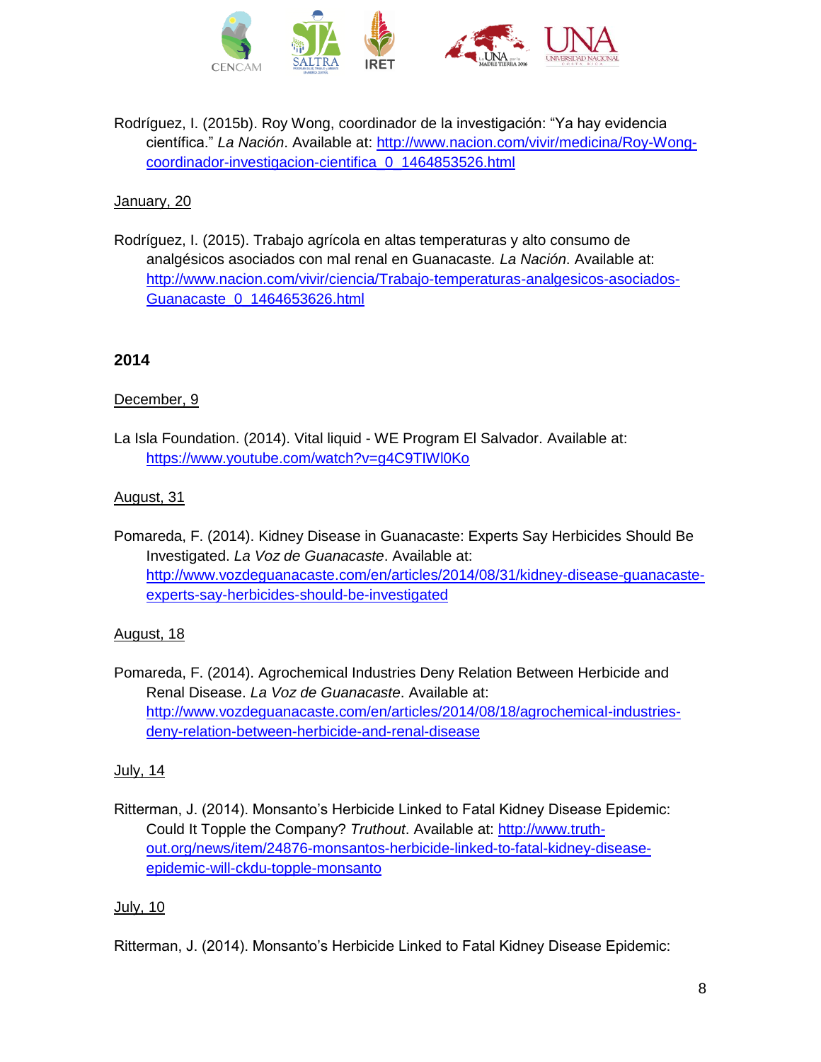Rodríguez, I. (2015b). Roy Wong, coordinador de la investigación: “Ya hay evidencia científica.” *La Nación*. Available at: http://www.nacion.com/vivir/medicina/Roy-Wong-coordinador-investigacion-cientifica_0_1464853526.html

January, 20

Rodríguez, I. (2015). Trabajo agrícola en altas temperaturas y alto consumo de analgésicos asociados con mal renal en Guanacaste. *La Nación*. Available at: http://www.nacion.com/vivir/ciencia/Trabajo-temperaturas-analgesicos-asociados-Guanacaste_0_1464653626.html

## 2014

December, 9

La Isla Foundation. (2014). Vital liquid - WE Program El Salvador. Available at: https://www.youtube.com/watch?v=g4C9TIWl0Ko

August, 31

Pomareda, F. (2014). Kidney Disease in Guanacaste: Experts Say Herbicides Should Be Investigated. *La Voz de Guanacaste*. Available at: http://www.vozdeguanacaste.com/en/articles/2014/08/31/kidney-disease-guanacaste-experts-say-herbicides-should-be-investigated

August, 18

Pomareda, F. (2014). Agrochemical Industries Deny Relation Between Herbicide and Renal Disease. *La Voz de Guanacaste*. Available at: http://www.vozdeguanacaste.com/en/articles/2014/08/18/agrochemical-industries-deny-relation-between-herbicide-and-renal-disease

July, 14

Ritterman, J. (2014). Monsanto’s Herbicide Linked to Fatal Kidney Disease Epidemic: Could It Topple the Company? *Truthout*. Available at: http://www.truth-out.org/news/item/24876-monsantos-herbicide-linked-to-fatal-kidney-disease-epidemic-will-ckdu-topple-monsanto

July, 10

Ritterman, J. (2014). Monsanto’s Herbicide Linked to Fatal Kidney Disease Epidemic: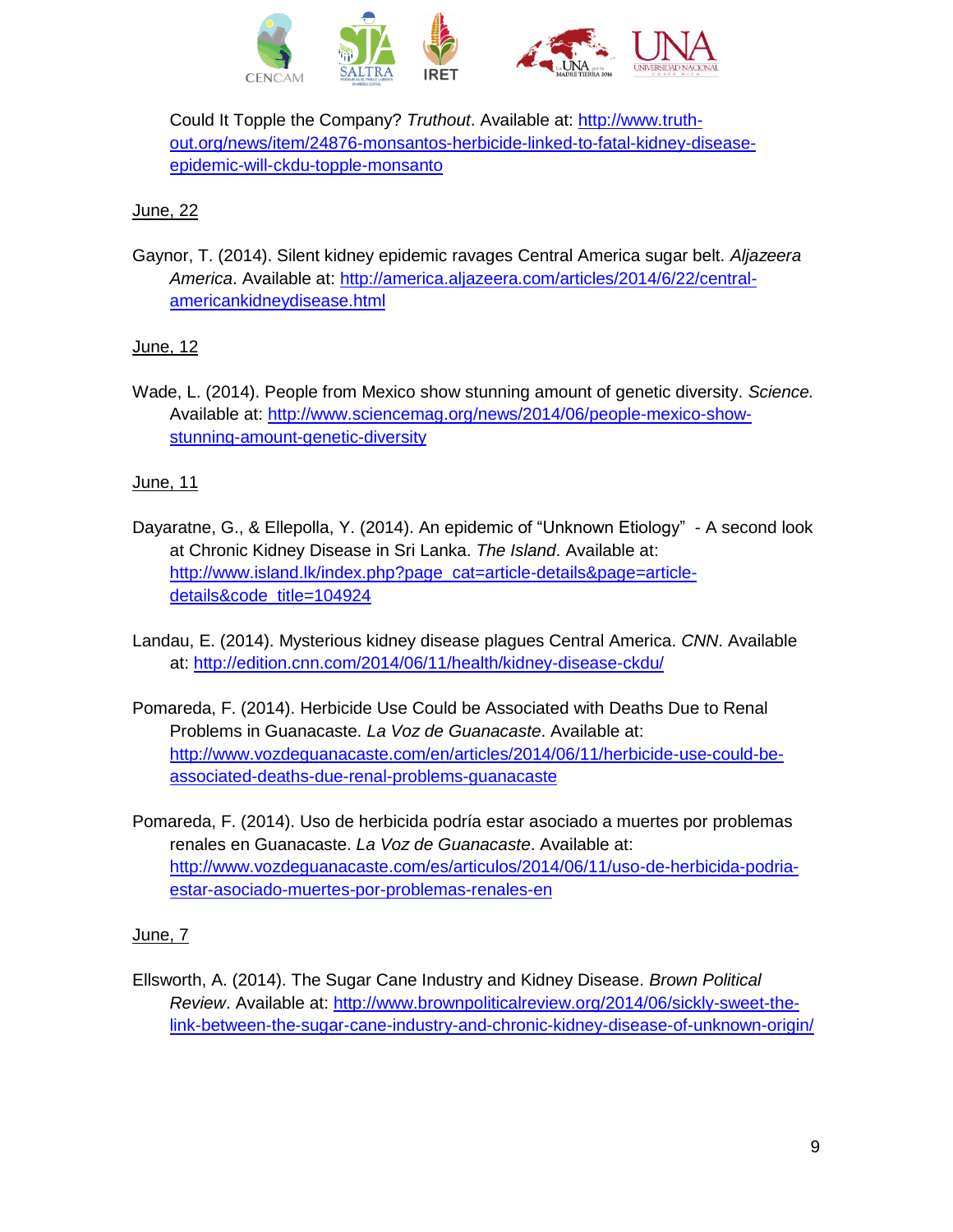Could It Topple the Company? *Truthout*. Available at: [http://www.truth-out.org/news/item/24876-monsantos-herbicide-linked-to-fatal-kidney-disease-epidemic-will-ckdu-topple-monsanto](http://www.truth-out.org/news/item/24876-monsantos-herbicide-linked-to-fatal-kidney-disease-epidemic-will-ckdu-topple-monsanto)

<u>June, 22</u>

Gaynor, T. (2014). Silent kidney epidemic ravages Central America sugar belt. *Aljazeera America*. Available at: [http://america.aljazeera.com/articles/2014/6/22/central-americankidneydisease.html](http://america.aljazeera.com/articles/2014/6/22/central-americankidneydisease.html)

<u>June, 12</u>

Wade, L. (2014). People from Mexico show stunning amount of genetic diversity. *Science.* Available at: [http://www.sciencemag.org/news/2014/06/people-mexico-show-stunning-amount-genetic-diversity](http://www.sciencemag.org/news/2014/06/people-mexico-show-stunning-amount-genetic-diversity)

<u>June, 11</u>

Dayaratne, G., & Ellepolla, Y. (2014). An epidemic of "Unknown Etiology" - A second look at Chronic Kidney Disease in Sri Lanka. *The Island*. Available at: [http://www.island.lk/index.php?page_cat=article-details&page=article-details&code_title=104924](http://www.island.lk/index.php?page_cat=article-details&page=article-details&code_title=104924)

Landau, E. (2014). Mysterious kidney disease plagues Central America. *CNN*. Available at: [http://edition.cnn.com/2014/06/11/health/kidney-disease-ckdu/](http://edition.cnn.com/2014/06/11/health/kidney-disease-ckdu/)

Pomareda, F. (2014). Herbicide Use Could be Associated with Deaths Due to Renal Problems in Guanacaste. *La Voz de Guanacaste*. Available at: [http://www.vozdeguanacaste.com/en/articles/2014/06/11/herbicide-use-could-be-associated-deaths-due-renal-problems-guanacaste](http://www.vozdeguanacaste.com/en/articles/2014/06/11/herbicide-use-could-be-associated-deaths-due-renal-problems-guanacaste)

Pomareda, F. (2014). Uso de herbicida podría estar asociado a muertes por problemas renales en Guanacaste. *La Voz de Guanacaste*. Available at: [http://www.vozdeguanacaste.com/es/articulos/2014/06/11/uso-de-herbicida-podria-estar-asociado-muertes-por-problemas-renales-en](http://www.vozdeguanacaste.com/es/articulos/2014/06/11/uso-de-herbicida-podria-estar-asociado-muertes-por-problemas-renales-en)

<u>June, 7</u>

Ellsworth, A. (2014). The Sugar Cane Industry and Kidney Disease. *Brown Political Review*. Available at: [http://www.brownpoliticalreview.org/2014/06/sickly-sweet-the-link-between-the-sugar-cane-industry-and-chronic-kidney-disease-of-unknown-origin/](http://www.brownpoliticalreview.org/2014/06/sickly-sweet-the-link-between-the-sugar-cane-industry-and-chronic-kidney-disease-of-unknown-origin/)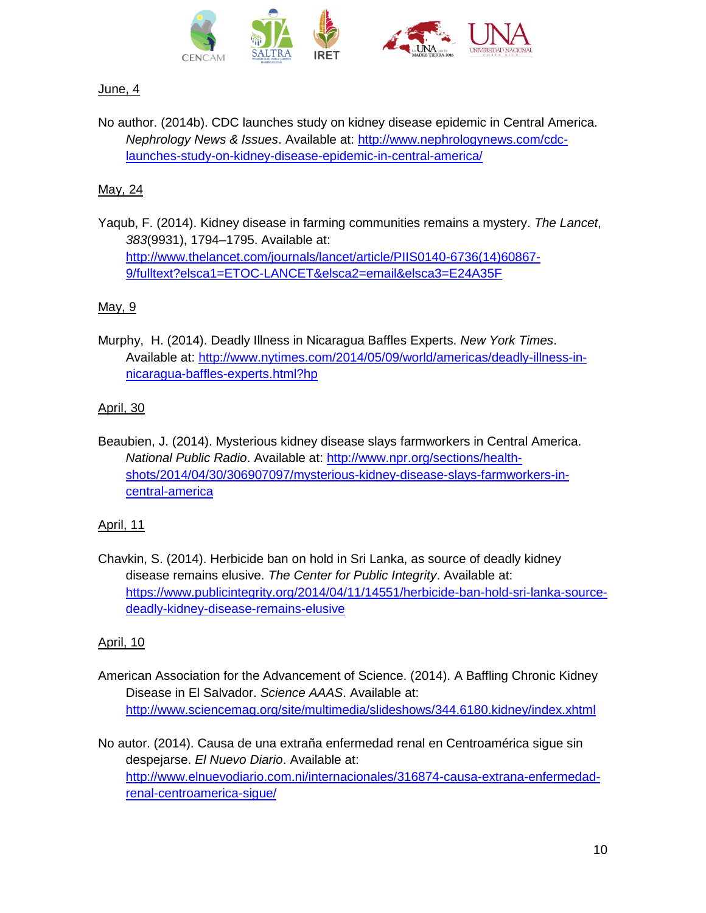June, 4

No author. (2014b). CDC launches study on kidney disease epidemic in Central America. *Nephrology News & Issues*. Available at: http://www.nephrologynews.com/cdc-launches-study-on-kidney-disease-epidemic-in-central-america/

May, 24

Yaqub, F. (2014). Kidney disease in farming communities remains a mystery. *The Lancet*, *383*(9931), 1794–1795. Available at: http://www.thelancet.com/journals/lancet/article/PIIS0140-6736(14)60867-9/fulltext?elsca1=ETOC-LANCET&elsca2=email&elsca3=E24A35F

May, 9

Murphy, H. (2014). Deadly Illness in Nicaragua Baffles Experts. *New York Times*. Available at: http://www.nytimes.com/2014/05/09/world/americas/deadly-illness-in-nicaragua-baffles-experts.html?hp

April, 30

Beaubien, J. (2014). Mysterious kidney disease slays farmworkers in Central America. *National Public Radio*. Available at: http://www.npr.org/sections/health-shots/2014/04/30/306907097/mysterious-kidney-disease-slays-farmworkers-in-central-america

April, 11

Chavkin, S. (2014). Herbicide ban on hold in Sri Lanka, as source of deadly kidney disease remains elusive. *The Center for Public Integrity*. Available at: https://www.publicintegrity.org/2014/04/11/14551/herbicide-ban-hold-sri-lanka-source-deadly-kidney-disease-remains-elusive

April, 10

American Association for the Advancement of Science. (2014). A Baffling Chronic Kidney Disease in El Salvador. *Science AAAS*. Available at: http://www.sciencemag.org/site/multimedia/slideshows/344.6180.kidney/index.xhtml

No autor. (2014). Causa de una extraña enfermedad renal en Centroamérica sigue sin despejarse. *El Nuevo Diario*. Available at: http://www.elnuevodiario.com.ni/internacionales/316874-causa-extrana-enfermedad-renal-centroamerica-sigue/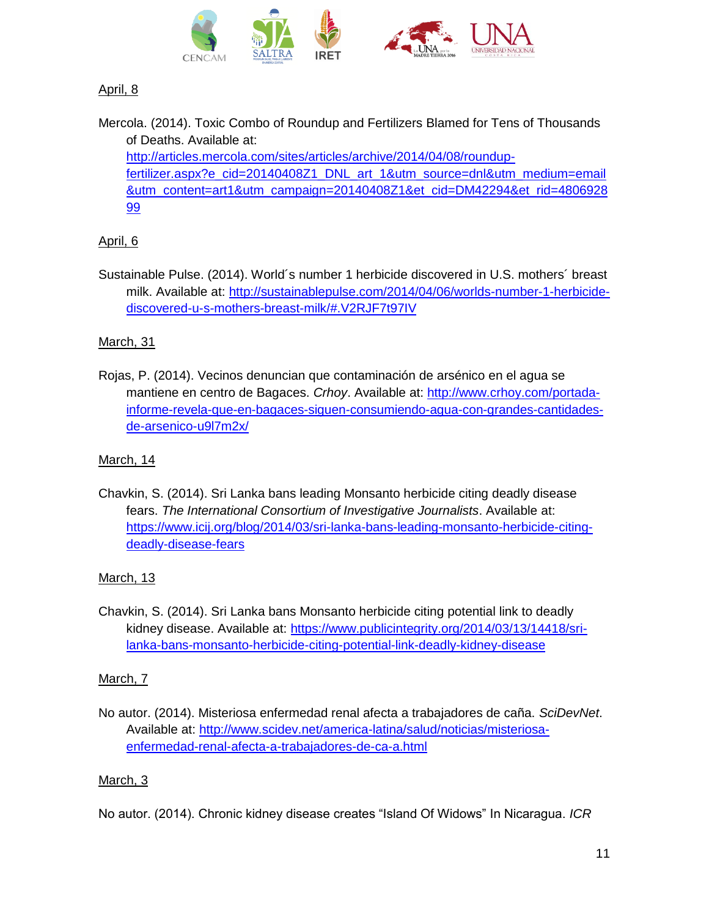April, 8

Mercola. (2014). Toxic Combo of Roundup and Fertilizers Blamed for Tens of Thousands of Deaths. Available at: http://articles.mercola.com/sites/articles/archive/2014/04/08/roundup-fertilizer.aspx?e_cid=20140408Z1_DNL_art_1&utm_source=dnl&utm_medium=email&utm_content=art1&utm_campaign=20140408Z1&et_cid=DM42294&et_rid=480692899

April, 6

Sustainable Pulse. (2014). World´s number 1 herbicide discovered in U.S. mothers´ breast milk. Available at: http://sustainablepulse.com/2014/04/06/worlds-number-1-herbicide-discovered-u-s-mothers-breast-milk/#.V2RJF7t97IV

March, 31

Rojas, P. (2014). Vecinos denuncian que contaminación de arsénico en el agua se mantiene en centro de Bagaces. *Crhoy*. Available at: http://www.crhoy.com/portada-informe-revela-que-en-bagaces-siguen-consumiendo-agua-con-grandes-cantidades-de-arsenico-u9l7m2x/

March, 14

Chavkin, S. (2014). Sri Lanka bans leading Monsanto herbicide citing deadly disease fears. *The International Consortium of Investigative Journalists*. Available at: https://www.icij.org/blog/2014/03/sri-lanka-bans-leading-monsanto-herbicide-citing-deadly-disease-fears

March, 13

Chavkin, S. (2014). Sri Lanka bans Monsanto herbicide citing potential link to deadly kidney disease. Available at: https://www.publicintegrity.org/2014/03/13/14418/sri-lanka-bans-monsanto-herbicide-citing-potential-link-deadly-kidney-disease

March, 7

No autor. (2014). Misteriosa enfermedad renal afecta a trabajadores de caña. *SciDevNet*. Available at: http://www.scidev.net/america-latina/salud/noticias/misteriosa-enfermedad-renal-afecta-a-trabajadores-de-ca-a.html

March, 3

No autor. (2014). Chronic kidney disease creates "Island Of Widows" In Nicaragua. *ICR*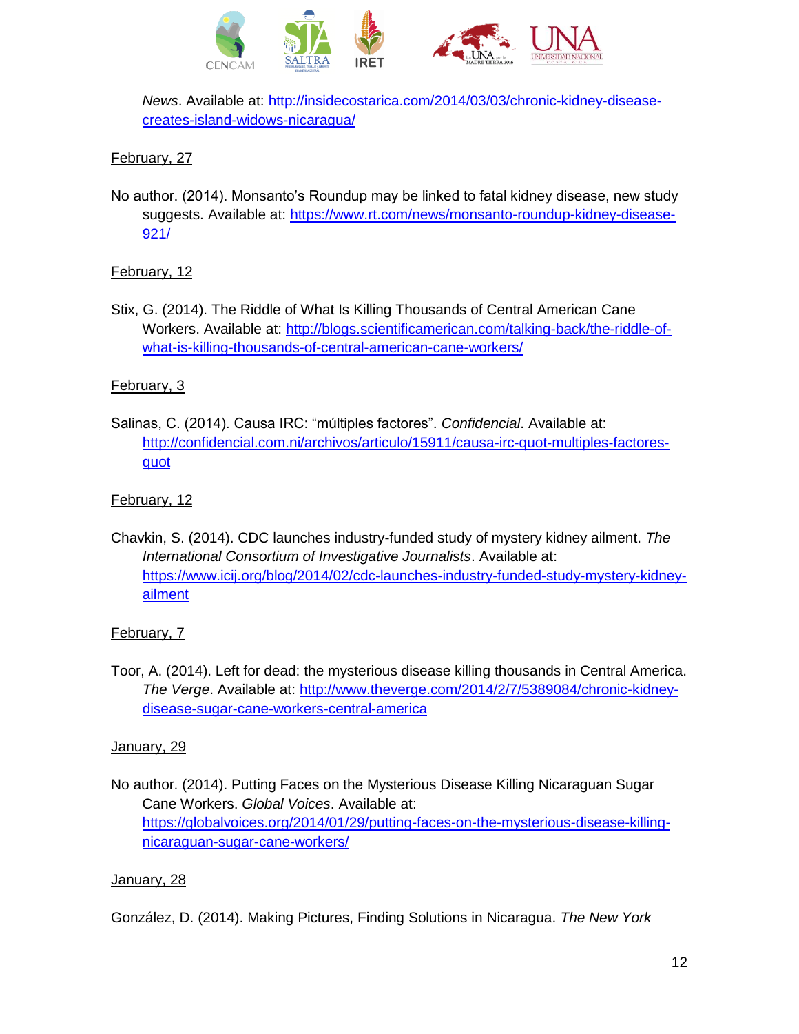*News*. Available at: http://insidecostarica.com/2014/03/03/chronic-kidney-disease-creates-island-widows-nicaragua/

<u>February, 27</u>

No author. (2014). Monsanto's Roundup may be linked to fatal kidney disease, new study suggests. Available at: https://www.rt.com/news/monsanto-roundup-kidney-disease-921/

<u>February, 12</u>

Stix, G. (2014). The Riddle of What Is Killing Thousands of Central American Cane Workers. Available at: http://blogs.scientificamerican.com/talking-back/the-riddle-of-what-is-killing-thousands-of-central-american-cane-workers/

<u>February, 3</u>

Salinas, C. (2014). Causa IRC: "múltiples factores". *Confidencial*. Available at: http://confidencial.com.ni/archivos/articulo/15911/causa-irc-quot-multiples-factores-quot

<u>February, 12</u>

Chavkin, S. (2014). CDC launches industry-funded study of mystery kidney ailment. *The International Consortium of Investigative Journalists*. Available at: https://www.icij.org/blog/2014/02/cdc-launches-industry-funded-study-mystery-kidney-ailment

<u>February, 7</u>

Toor, A. (2014). Left for dead: the mysterious disease killing thousands in Central America. *The Verge*. Available at: http://www.theverge.com/2014/2/7/5389084/chronic-kidney-disease-sugar-cane-workers-central-america

<u>January, 29</u>

No author. (2014). Putting Faces on the Mysterious Disease Killing Nicaraguan Sugar Cane Workers. *Global Voices*. Available at: https://globalvoices.org/2014/01/29/putting-faces-on-the-mysterious-disease-killing-nicaraguan-sugar-cane-workers/

<u>January, 28</u>

González, D. (2014). Making Pictures, Finding Solutions in Nicaragua. *The New York*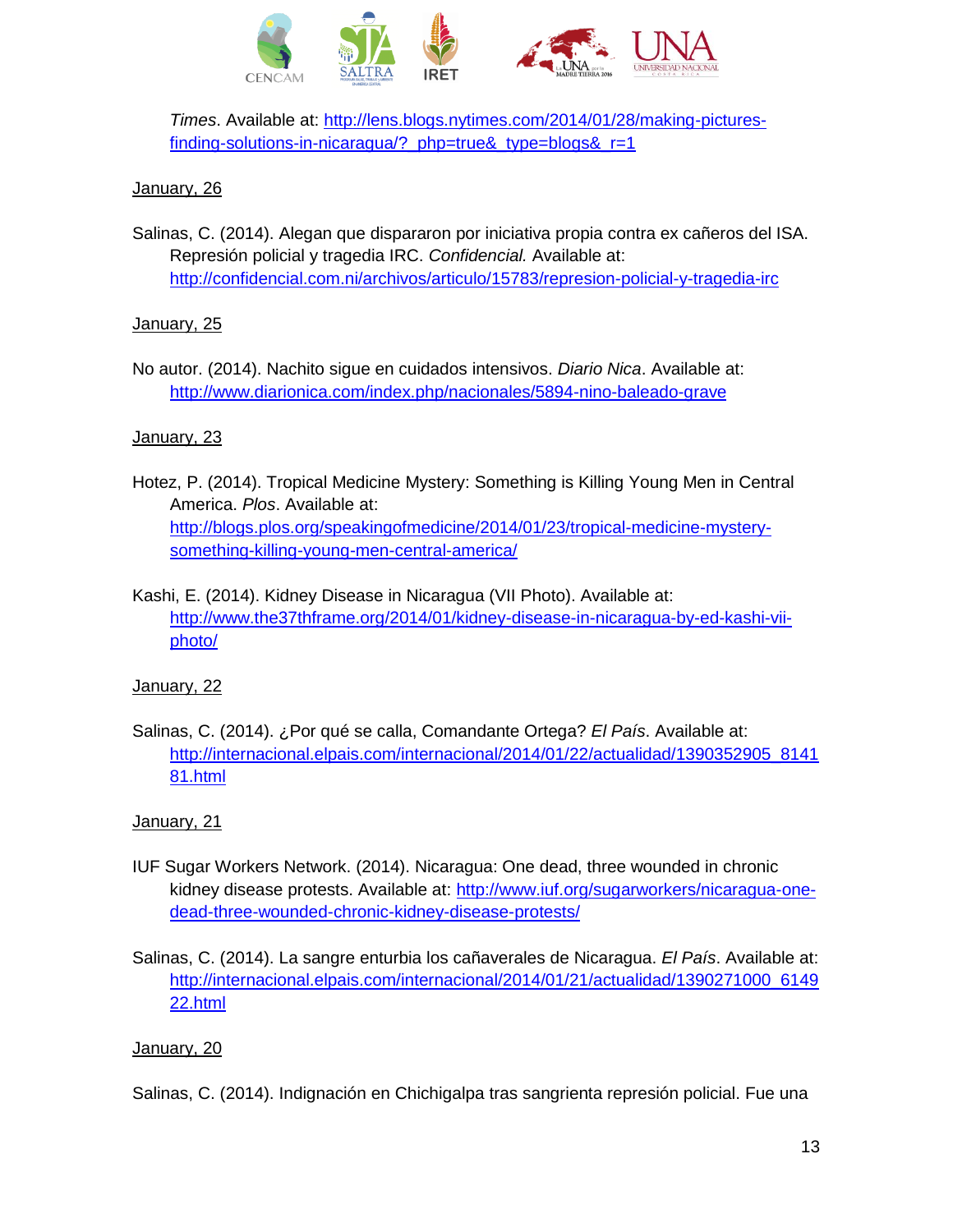*Times*. Available at: http://lens.blogs.nytimes.com/2014/01/28/making-pictures-finding-solutions-in-nicaragua/?_php=true&_type=blogs&_r=1

January, 26

Salinas, C. (2014). Alegan que dispararon por iniciativa propia contra ex cañeros del ISA. Represión policial y tragedia IRC. *Confidencial.* Available at: http://confidencial.com.ni/archivos/articulo/15783/represion-policial-y-tragedia-irc

January, 25

No autor. (2014). Nachito sigue en cuidados intensivos. *Diario Nica*. Available at: http://www.diarionica.com/index.php/nacionales/5894-nino-baleado-grave

January, 23

Hotez, P. (2014). Tropical Medicine Mystery: Something is Killing Young Men in Central America. *Plos*. Available at: http://blogs.plos.org/speakingofmedicine/2014/01/23/tropical-medicine-mystery-something-killing-young-men-central-america/

Kashi, E. (2014). Kidney Disease in Nicaragua (VII Photo). Available at: http://www.the37thframe.org/2014/01/kidney-disease-in-nicaragua-by-ed-kashi-vii-photo/

January, 22

Salinas, C. (2014). ¿Por qué se calla, Comandante Ortega? *El País*. Available at: http://internacional.elpais.com/internacional/2014/01/22/actualidad/1390352905_814181.html

January, 21

IUF Sugar Workers Network. (2014). Nicaragua: One dead, three wounded in chronic kidney disease protests. Available at: http://www.iuf.org/sugarworkers/nicaragua-one-dead-three-wounded-chronic-kidney-disease-protests/

Salinas, C. (2014). La sangre enturbia los cañaverales de Nicaragua. *El País*. Available at: http://internacional.elpais.com/internacional/2014/01/21/actualidad/1390271000_614922.html

January, 20

Salinas, C. (2014). Indignación en Chichigalpa tras sangrienta represión policial. Fue una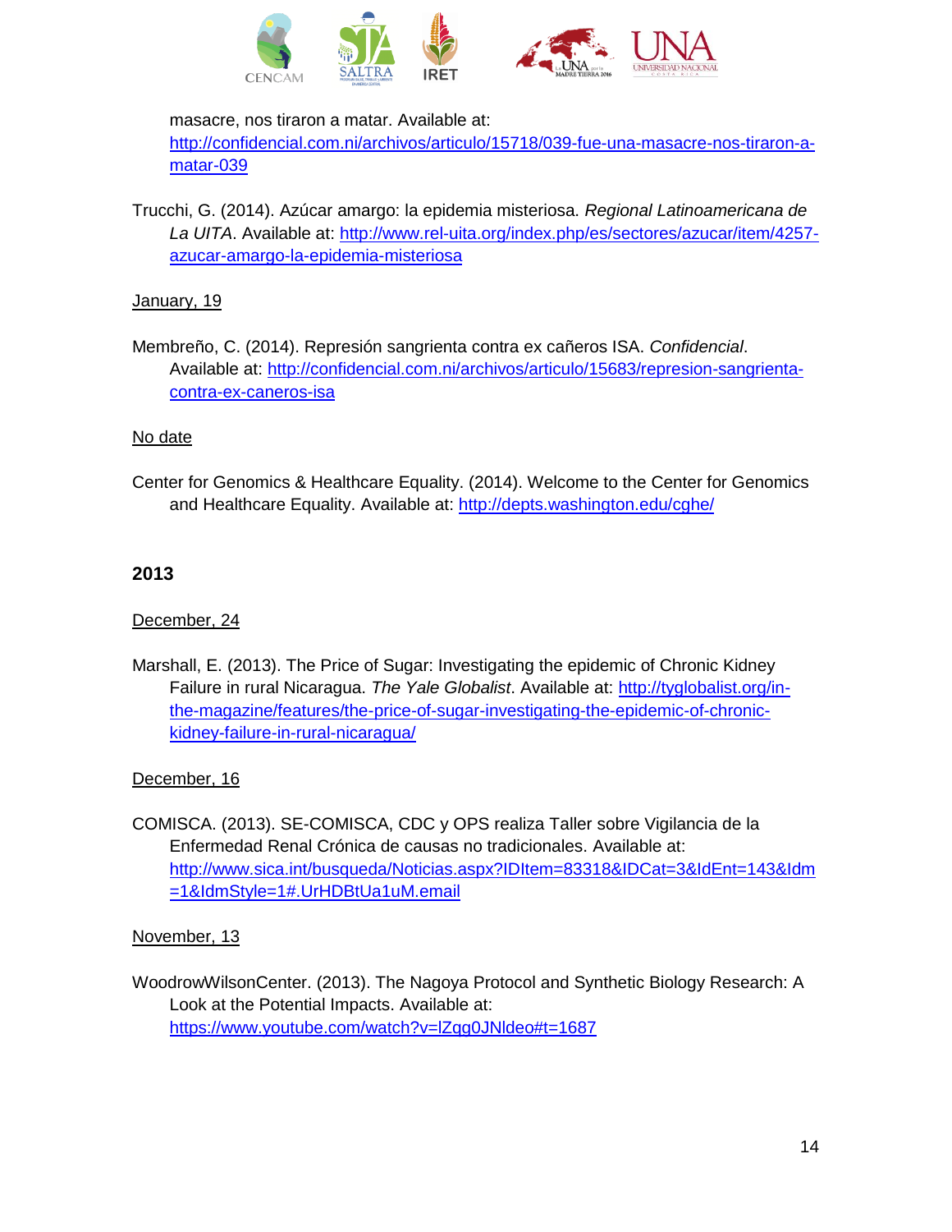masacre, nos tiraron a matar. Available at: http://confidencial.com.ni/archivos/articulo/15718/039-fue-una-masacre-nos-tiraron-a-matar-039

Trucchi, G. (2014). Azúcar amargo: la epidemia misteriosa. *Regional Latinoamericana de La UITA*. Available at: http://www.rel-uita.org/index.php/es/sectores/azucar/item/4257-azucar-amargo-la-epidemia-misteriosa

January, 19

Membreño, C. (2014). Represión sangrienta contra ex cañeros ISA. *Confidencial*. Available at: http://confidencial.com.ni/archivos/articulo/15683/represion-sangrienta-contra-ex-caneros-isa

No date

Center for Genomics & Healthcare Equality. (2014). Welcome to the Center for Genomics and Healthcare Equality. Available at: http://depts.washington.edu/cghe/

## 2013

December, 24

Marshall, E. (2013). The Price of Sugar: Investigating the epidemic of Chronic Kidney Failure in rural Nicaragua. *The Yale Globalist*. Available at: http://tyglobalist.org/in-the-magazine/features/the-price-of-sugar-investigating-the-epidemic-of-chronic-kidney-failure-in-rural-nicaragua/

December, 16

COMISCA. (2013). SE-COMISCA, CDC y OPS realiza Taller sobre Vigilancia de la Enfermedad Renal Crónica de causas no tradicionales. Available at: http://www.sica.int/busqueda/Noticias.aspx?IDItem=83318&IDCat=3&IdEnt=143&Idm=1&IdmStyle=1#.UrHDBtUa1uM.email

November, 13

WoodrowWilsonCenter. (2013). The Nagoya Protocol and Synthetic Biology Research: A Look at the Potential Impacts. Available at: https://www.youtube.com/watch?v=lZqg0JNldeo#t=1687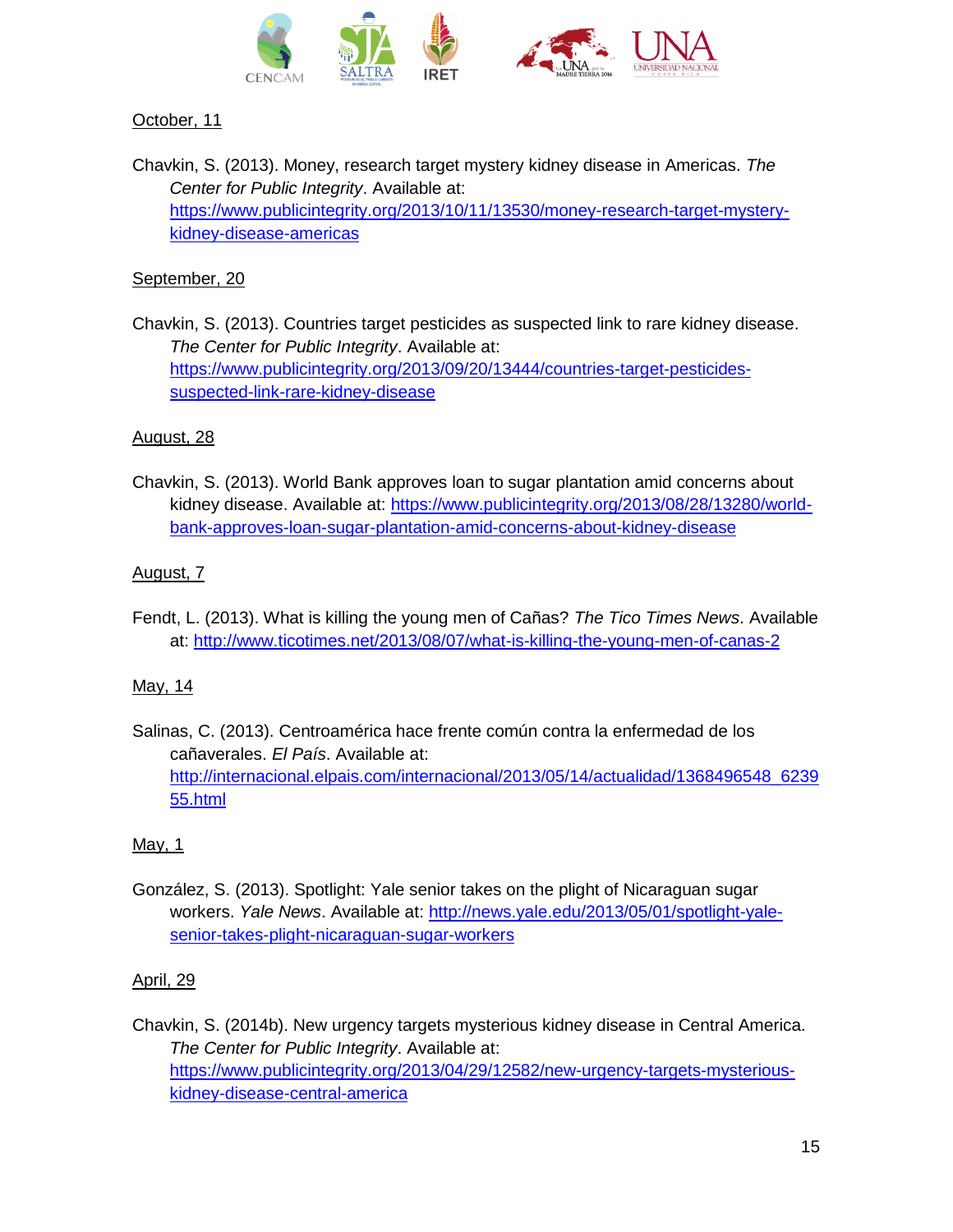October, 11

Chavkin, S. (2013). Money, research target mystery kidney disease in Americas. *The Center for Public Integrity*. Available at: https://www.publicintegrity.org/2013/10/11/13530/money-research-target-mystery-kidney-disease-americas

September, 20

Chavkin, S. (2013). Countries target pesticides as suspected link to rare kidney disease. *The Center for Public Integrity*. Available at: https://www.publicintegrity.org/2013/09/20/13444/countries-target-pesticides-suspected-link-rare-kidney-disease

August, 28

Chavkin, S. (2013). World Bank approves loan to sugar plantation amid concerns about kidney disease. Available at: https://www.publicintegrity.org/2013/08/28/13280/world-bank-approves-loan-sugar-plantation-amid-concerns-about-kidney-disease

August, 7

Fendt, L. (2013). What is killing the young men of Cañas? *The Tico Times News*. Available at: http://www.ticotimes.net/2013/08/07/what-is-killing-the-young-men-of-canas-2

May, 14

Salinas, C. (2013). Centroamérica hace frente común contra la enfermedad de los cañaverales. *El País*. Available at: http://internacional.elpais.com/internacional/2013/05/14/actualidad/1368496548_623955.html

May, 1

González, S. (2013). Spotlight: Yale senior takes on the plight of Nicaraguan sugar workers. *Yale News*. Available at: http://news.yale.edu/2013/05/01/spotlight-yale-senior-takes-plight-nicaraguan-sugar-workers

April, 29

Chavkin, S. (2014b). New urgency targets mysterious kidney disease in Central America. *The Center for Public Integrity*. Available at: https://www.publicintegrity.org/2013/04/29/12582/new-urgency-targets-mysterious-kidney-disease-central-america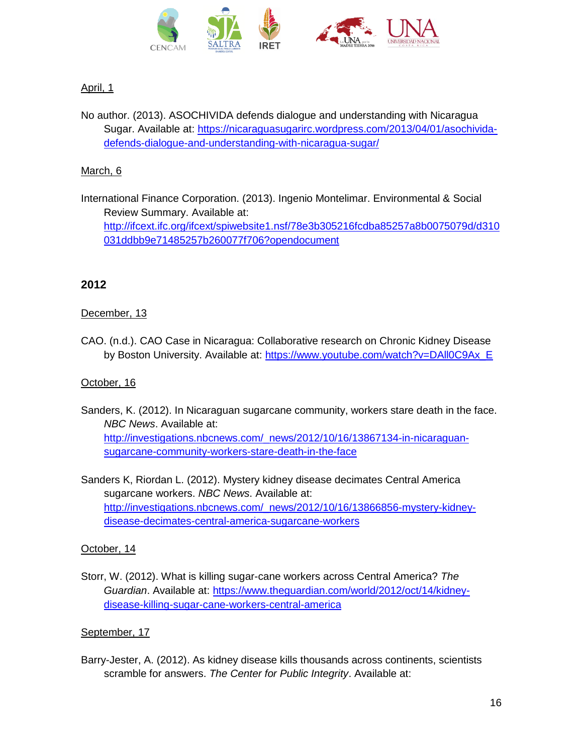April, 1

No author. (2013). ASOCHIVIDA defends dialogue and understanding with Nicaragua Sugar. Available at: https://nicaraguasugarirc.wordpress.com/2013/04/01/asochivida-defends-dialogue-and-understanding-with-nicaragua-sugar/

March, 6

International Finance Corporation. (2013). Ingenio Montelimar. Environmental & Social Review Summary. Available at: http://ifcext.ifc.org/ifcext/spiwebsite1.nsf/78e3b305216fcdba85257a8b0075079d/d310031ddbb9e71485257b260077f706?opendocument

## 2012

December, 13

CAO. (n.d.). CAO Case in Nicaragua: Collaborative research on Chronic Kidney Disease by Boston University. Available at: https://www.youtube.com/watch?v=DAll0C9Ax_E

October, 16

Sanders, K. (2012). In Nicaraguan sugarcane community, workers stare death in the face. *NBC News*. Available at: http://investigations.nbcnews.com/_news/2012/10/16/13867134-in-nicaraguan-sugarcane-community-workers-stare-death-in-the-face

Sanders K, Riordan L. (2012). Mystery kidney disease decimates Central America sugarcane workers. *NBC News*. Available at: http://investigations.nbcnews.com/_news/2012/10/16/13866856-mystery-kidney-disease-decimates-central-america-sugarcane-workers

October, 14

Storr, W. (2012). What is killing sugar-cane workers across Central America? *The Guardian*. Available at: https://www.theguardian.com/world/2012/oct/14/kidney-disease-killing-sugar-cane-workers-central-america

September, 17

Barry-Jester, A. (2012). As kidney disease kills thousands across continents, scientists scramble for answers. *The Center for Public Integrity*. Available at: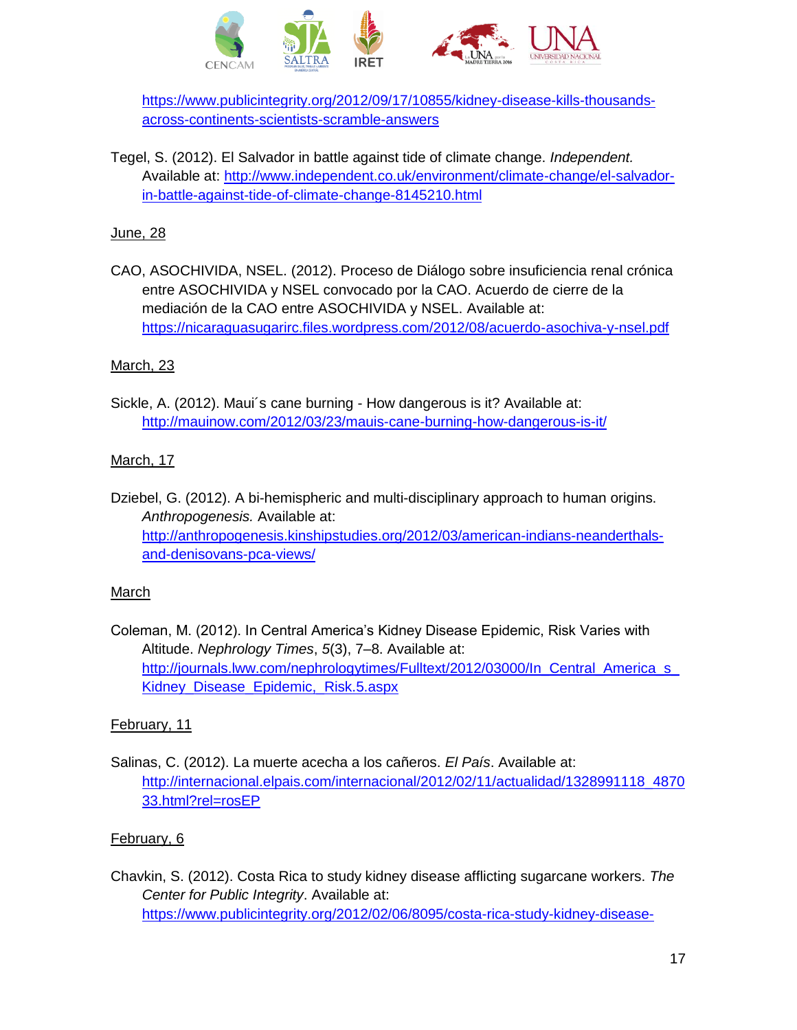https://www.publicintegrity.org/2012/09/17/10855/kidney-disease-kills-thousands-across-continents-scientists-scramble-answers

Tegel, S. (2012). El Salvador in battle against tide of climate change. *Independent.* Available at: http://www.independent.co.uk/environment/climate-change/el-salvador-in-battle-against-tide-of-climate-change-8145210.html

June, 28

CAO, ASOCHIVIDA, NSEL. (2012). Proceso de Diálogo sobre insuficiencia renal crónica entre ASOCHIVIDA y NSEL convocado por la CAO. Acuerdo de cierre de la mediación de la CAO entre ASOCHIVIDA y NSEL. Available at: https://nicaraguasugarirc.files.wordpress.com/2012/08/acuerdo-asochiva-y-nsel.pdf

March, 23

Sickle, A. (2012). Maui´s cane burning - How dangerous is it? Available at: http://mauinow.com/2012/03/23/mauis-cane-burning-how-dangerous-is-it/

March, 17

Dziebel, G. (2012). A bi-hemispheric and multi-disciplinary approach to human origins. *Anthropogenesis.* Available at: http://anthropogenesis.kinshipstudies.org/2012/03/american-indians-neanderthals-and-denisovans-pca-views/

March

Coleman, M. (2012). In Central America's Kidney Disease Epidemic, Risk Varies with Altitude. *Nephrology Times*, *5*(3), 7–8. Available at: http://journals.lww.com/nephrologytimes/Fulltext/2012/03000/In_Central_America_s_Kidney_Disease_Epidemic,_Risk.5.aspx

February, 11

Salinas, C. (2012). La muerte acecha a los cañeros. *El País*. Available at: http://internacional.elpais.com/internacional/2012/02/11/actualidad/1328991118_487033.html?rel=rosEP

February, 6

Chavkin, S. (2012). Costa Rica to study kidney disease afflicting sugarcane workers. *The Center for Public Integrity*. Available at: https://www.publicintegrity.org/2012/02/06/8095/costa-rica-study-kidney-disease-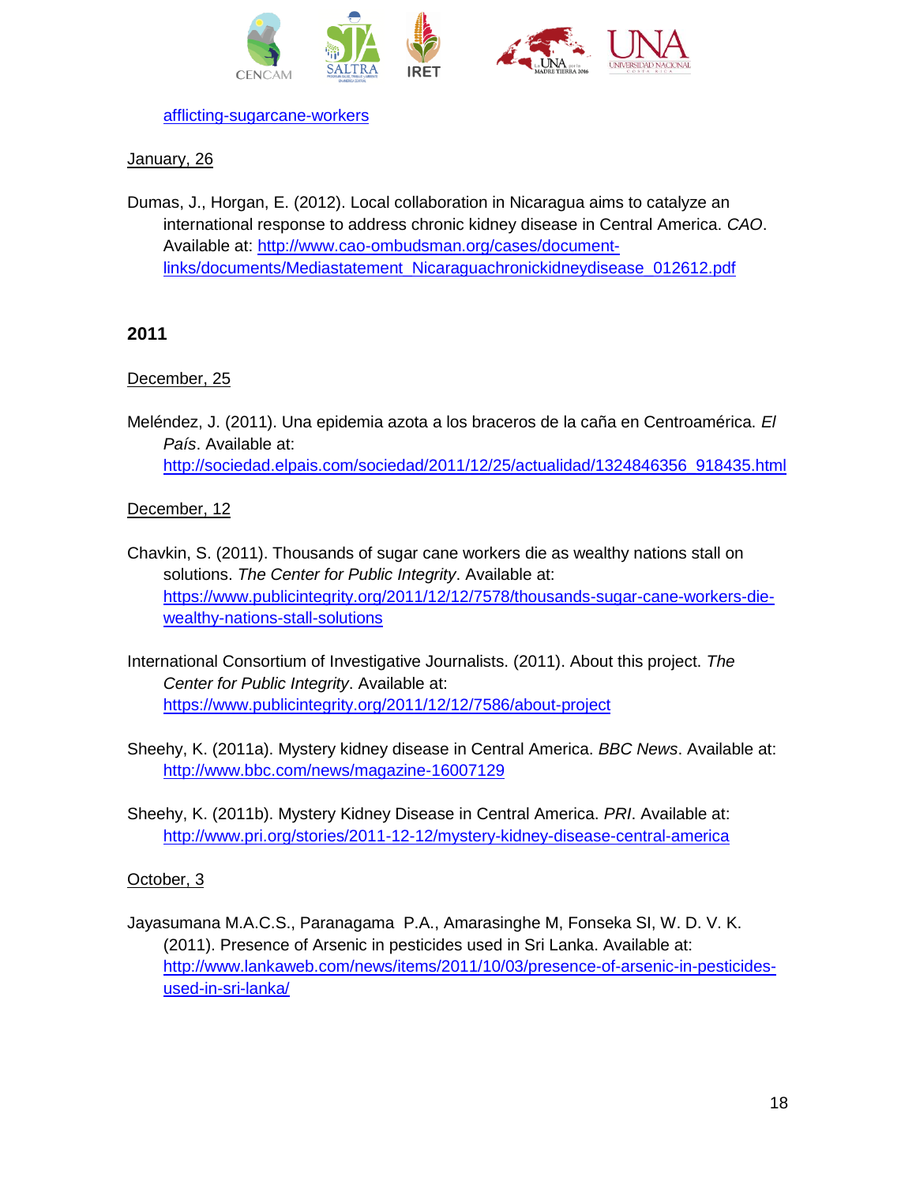afflicting-sugarcane-workers

January, 26

Dumas, J., Horgan, E. (2012). Local collaboration in Nicaragua aims to catalyze an international response to address chronic kidney disease in Central America. *CAO*. Available at: http://www.cao-ombudsman.org/cases/document-links/documents/Mediastatement_Nicaraguachronickidneydisease_012612.pdf

## 2011

December, 25

Meléndez, J. (2011). Una epidemia azota a los braceros de la caña en Centroamérica. *El País*. Available at: http://sociedad.elpais.com/sociedad/2011/12/25/actualidad/1324846356_918435.html

December, 12

Chavkin, S. (2011). Thousands of sugar cane workers die as wealthy nations stall on solutions. *The Center for Public Integrity*. Available at: https://www.publicintegrity.org/2011/12/12/7578/thousands-sugar-cane-workers-die-wealthy-nations-stall-solutions

International Consortium of Investigative Journalists. (2011). About this project. *The Center for Public Integrity*. Available at: https://www.publicintegrity.org/2011/12/12/7586/about-project

Sheehy, K. (2011a). Mystery kidney disease in Central America. *BBC News*. Available at: http://www.bbc.com/news/magazine-16007129

Sheehy, K. (2011b). Mystery Kidney Disease in Central America. *PRI*. Available at: http://www.pri.org/stories/2011-12-12/mystery-kidney-disease-central-america

October, 3

Jayasumana M.A.C.S., Paranagama P.A., Amarasinghe M, Fonseka SI, W. D. V. K. (2011). Presence of Arsenic in pesticides used in Sri Lanka. Available at: http://www.lankaweb.com/news/items/2011/10/03/presence-of-arsenic-in-pesticides-used-in-sri-lanka/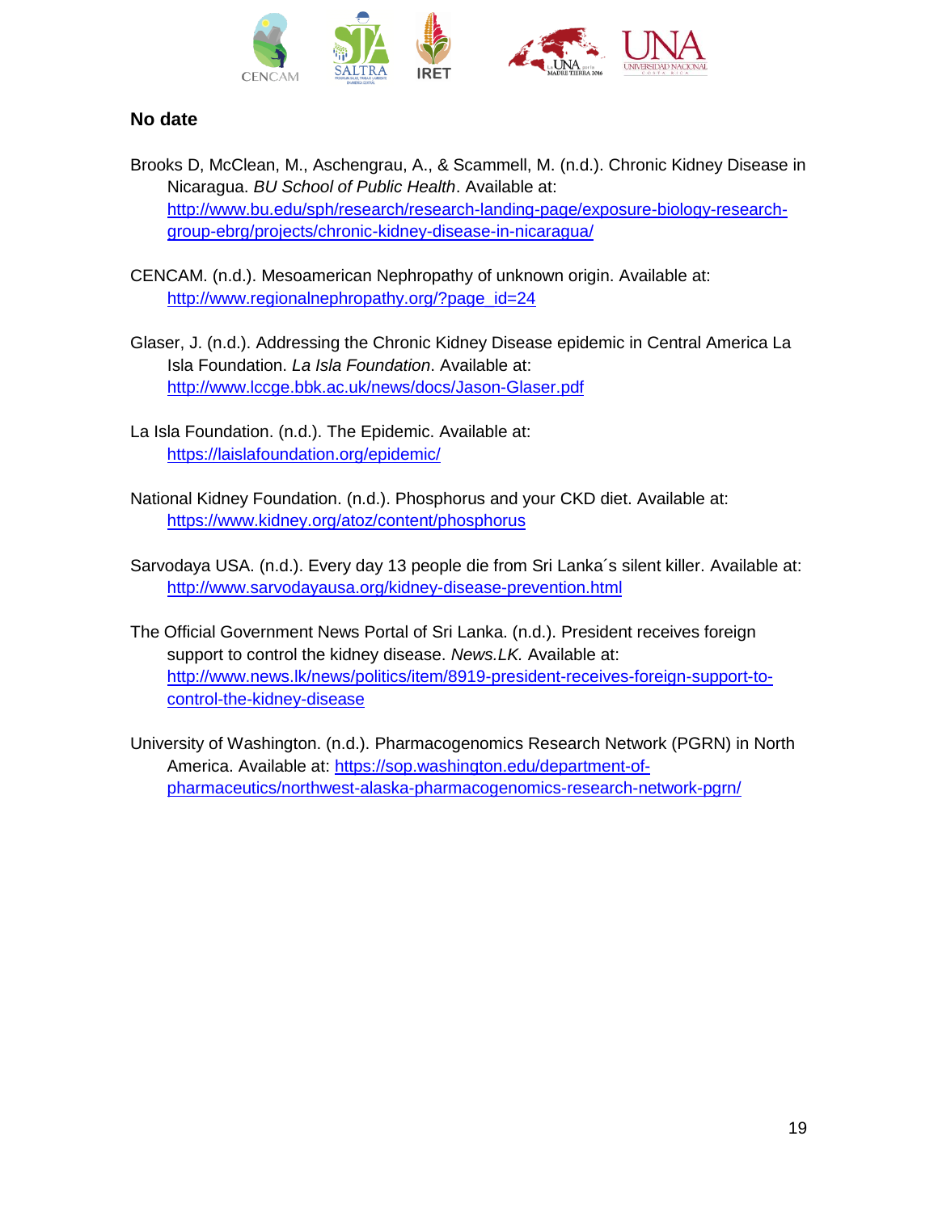### No date

Brooks D, McClean, M., Aschengrau, A., & Scammell, M. (n.d.). Chronic Kidney Disease in Nicaragua. *BU School of Public Health*. Available at: http://www.bu.edu/sph/research/research-landing-page/exposure-biology-research-group-ebrg/projects/chronic-kidney-disease-in-nicaragua/

CENCAM. (n.d.). Mesoamerican Nephropathy of unknown origin. Available at: http://www.regionalnephropathy.org/?page_id=24

Glaser, J. (n.d.). Addressing the Chronic Kidney Disease epidemic in Central America La Isla Foundation. *La Isla Foundation*. Available at: http://www.lccge.bbk.ac.uk/news/docs/Jason-Glaser.pdf

La Isla Foundation. (n.d.). The Epidemic. Available at: https://laislafoundation.org/epidemic/

National Kidney Foundation. (n.d.). Phosphorus and your CKD diet. Available at: https://www.kidney.org/atoz/content/phosphorus

Sarvodaya USA. (n.d.). Every day 13 people die from Sri Lanka´s silent killer. Available at: http://www.sarvodayausa.org/kidney-disease-prevention.html

The Official Government News Portal of Sri Lanka. (n.d.). President receives foreign support to control the kidney disease. *News.LK.* Available at: http://www.news.lk/news/politics/item/8919-president-receives-foreign-support-to-control-the-kidney-disease

University of Washington. (n.d.). Pharmacogenomics Research Network (PGRN) in North America. Available at: https://sop.washington.edu/department-of-pharmaceutics/northwest-alaska-pharmacogenomics-research-network-pgrn/